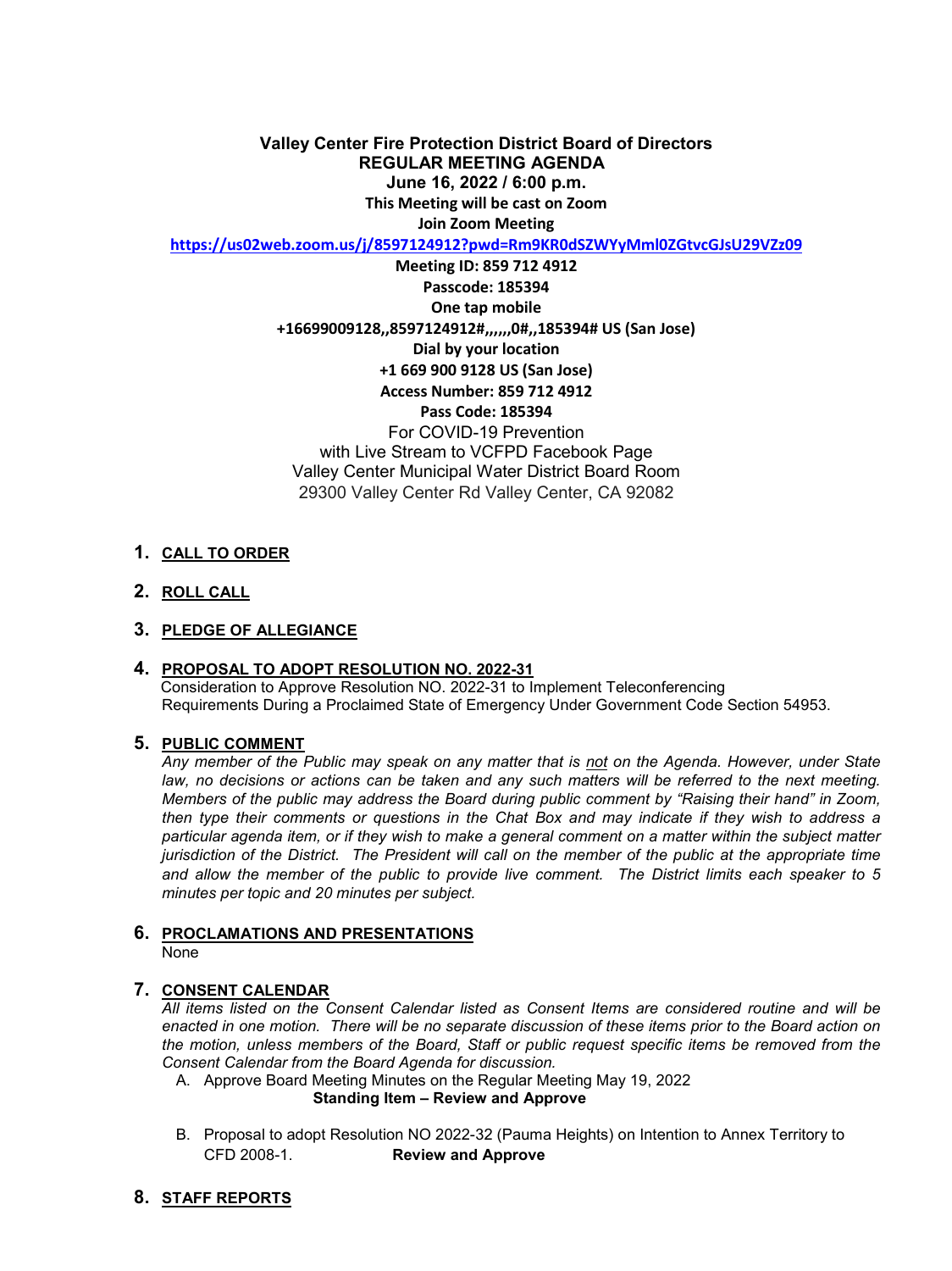**Valley Center Fire Protection District Board of Directors**
**REGULAR MEETING AGENDA**
**June 16, 2022 / 6:00 p.m.**
**This Meeting will be cast on Zoom**
**Join Zoom Meeting**
**https://us02web.zoom.us/j/8597124912?pwd=Rm9KR0dSZWYyMml0ZGtvcGJsU29VZz09**
**Meeting ID: 859 712 4912**
**Passcode: 185394**
**One tap mobile**
**+16699009128,,8597124912#,,,,,,0#,,185394# US (San Jose)**
**Dial by your location**
**+1 669 900 9128 US (San Jose)**
**Access Number: 859 712 4912**
**Pass Code: 185394**
For COVID-19 Prevention
with Live Stream to VCFPD Facebook Page
Valley Center Municipal Water District Board Room
29300 Valley Center Rd Valley Center, CA 92082

1. **CALL TO ORDER**

2. **ROLL CALL**

3. **PLEDGE OF ALLEGIANCE**

4. **PROPOSAL TO ADOPT RESOLUTION NO. 2022-31**
   Consideration to Approve Resolution NO. 2022-31 to Implement Teleconferencing Requirements During a Proclaimed State of Emergency Under Government Code Section 54953.

5. **PUBLIC COMMENT**
   *Any member of the Public may speak on any matter that is not on the Agenda. However, under State law, no decisions or actions can be taken and any such matters will be referred to the next meeting. Members of the public may address the Board during public comment by "Raising their hand" in Zoom, then type their comments or questions in the Chat Box and may indicate if they wish to address a particular agenda item, or if they wish to make a general comment on a matter within the subject matter jurisdiction of the District. The President will call on the member of the public at the appropriate time and allow the member of the public to provide live comment. The District limits each speaker to 5 minutes per topic and 20 minutes per subject.*

6. **PROCLAMATIONS AND PRESENTATIONS**
   None

7. **CONSENT CALENDAR**
   *All items listed on the Consent Calendar listed as Consent Items are considered routine and will be enacted in one motion. There will be no separate discussion of these items prior to the Board action on the motion, unless members of the Board, Staff or public request specific items be removed from the Consent Calendar from the Board Agenda for discussion.*
   A. Approve Board Meeting Minutes on the Regular Meeting May 19, 2022
      **Standing Item – Review and Approve**

   B. Proposal to adopt Resolution NO 2022-32 (Pauma Heights) on Intention to Annex Territory to CFD 2008-1. **Review and Approve**

8. **STAFF REPORTS**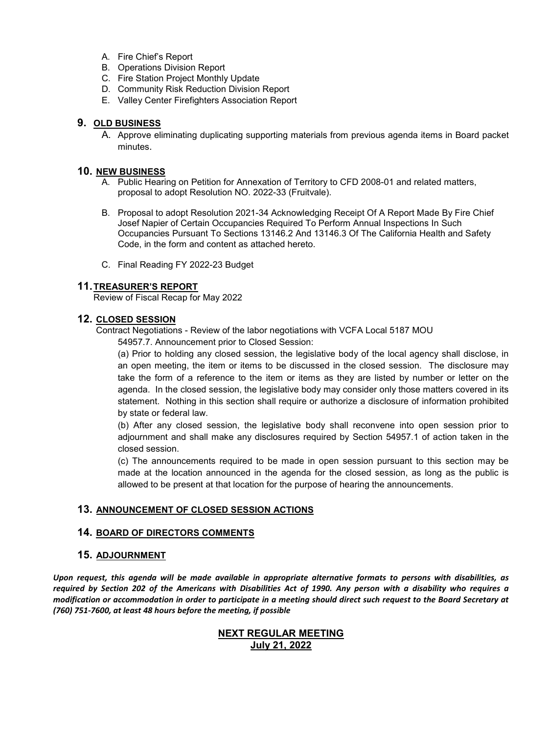A. Fire Chief's Report
B. Operations Division Report
C. Fire Station Project Monthly Update
D. Community Risk Reduction Division Report
E. Valley Center Firefighters Association Report

## 9. OLD BUSINESS

A. Approve eliminating duplicating supporting materials from previous agenda items in Board packet minutes.

## 10. NEW BUSINESS

A. Public Hearing on Petition for Annexation of Territory to CFD 2008-01 and related matters, proposal to adopt Resolution NO. 2022-33 (Fruitvale).

B. Proposal to adopt Resolution 2021-34 Acknowledging Receipt Of A Report Made By Fire Chief Josef Napier of Certain Occupancies Required To Perform Annual Inspections In Such Occupancies Pursuant To Sections 13146.2 And 13146.3 Of The California Health and Safety Code, in the form and content as attached hereto.

C. Final Reading FY 2022-23 Budget

## 11. TREASURER'S REPORT

Review of Fiscal Recap for May 2022

## 12. CLOSED SESSION

Contract Negotiations - Review of the labor negotiations with VCFA Local 5187 MOU

54957.7. Announcement prior to Closed Session:

(a) Prior to holding any closed session, the legislative body of the local agency shall disclose, in an open meeting, the item or items to be discussed in the closed session. The disclosure may take the form of a reference to the item or items as they are listed by number or letter on the agenda. In the closed session, the legislative body may consider only those matters covered in its statement. Nothing in this section shall require or authorize a disclosure of information prohibited by state or federal law.

(b) After any closed session, the legislative body shall reconvene into open session prior to adjournment and shall make any disclosures required by Section 54957.1 of action taken in the closed session.

(c) The announcements required to be made in open session pursuant to this section may be made at the location announced in the agenda for the closed session, as long as the public is allowed to be present at that location for the purpose of hearing the announcements.

## 13. ANNOUNCEMENT OF CLOSED SESSION ACTIONS

## 14. BOARD OF DIRECTORS COMMENTS

## 15. ADJOURNMENT

***Upon request, this agenda will be made available in appropriate alternative formats to persons with disabilities, as required by Section 202 of the Americans with Disabilities Act of 1990. Any person with a disability who requires a modification or accommodation in order to participate in a meeting should direct such request to the Board Secretary at (760) 751-7600, at least 48 hours before the meeting, if possible***

**NEXT REGULAR MEETING**
**July 21, 2022**